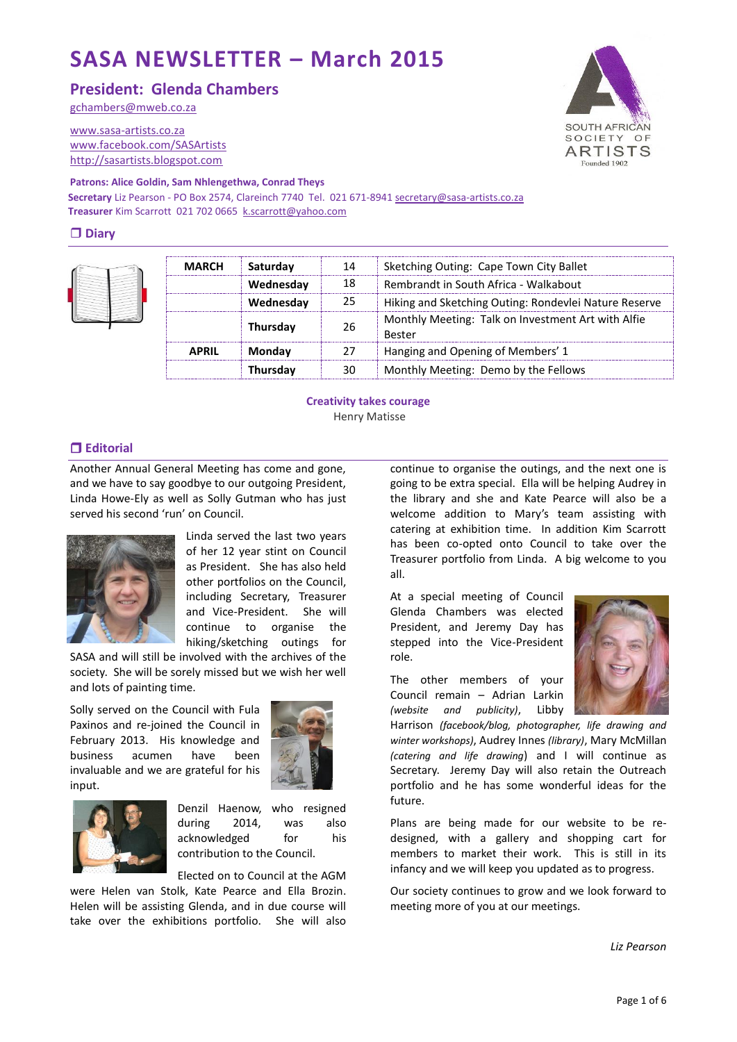# SASA NEWSLETTER – March 2015

## President: Glenda Chambers

gchambers@mweb.co.za

www.sasa-artists.co.za
www.facebook.com/SASArtists
http://sasartists.blogspot.com

SOUTH AFRICAN SOCIETY OF ARTISTS
Founded 1902

**Patrons: Alice Goldin, Sam Nhlengethwa, Conrad Theys**
**Secretary** Liz Pearson - PO Box 2574, Clareinch 7740 Tel. 021 671-8941 secretary@sasa-artists.co.za
**Treasurer** Kim Scarrott 021 702 0665 k.scarrott@yahoo.com

## ❒ Diary

| | | | |
|---|---|---|---|
| **MARCH** | **Saturday** | 14 | Sketching Outing: Cape Town City Ballet |
| | **Wednesday** | 18 | Rembrandt in South Africa - Walkabout |
| | **Wednesday** | 25 | Hiking and Sketching Outing: Rondevlei Nature Reserve |
| | **Thursday** | 26 | Monthly Meeting: Talk on Investment Art with Alfie Bester |
| **APRIL** | **Monday** | 27 | Hanging and Opening of Members' 1 |
| | **Thursday** | 30 | Monthly Meeting: Demo by the Fellows |

**Creativity takes courage**
Henry Matisse

## ❒ Editorial

Another Annual General Meeting has come and gone, and we have to say goodbye to our outgoing President, Linda Howe-Ely as well as Solly Gutman who has just served his second 'run' on Council.

Linda served the last two years of her 12 year stint on Council as President. She has also held other portfolios on the Council, including Secretary, Treasurer and Vice-President. She will continue to organise the hiking/sketching outings for SASA and will still be involved with the archives of the society. She will be sorely missed but we wish her well and lots of painting time.

Solly served on the Council with Fula Paxinos and re-joined the Council in February 2013. His knowledge and business acumen have been invaluable and we are grateful for his input.

Denzil Haenow, who resigned during 2014, was also acknowledged for his contribution to the Council.

Elected on to Council at the AGM were Helen van Stolk, Kate Pearce and Ella Brozin. Helen will be assisting Glenda, and in due course will take over the exhibitions portfolio. She will also continue to organise the outings, and the next one is going to be extra special. Ella will be helping Audrey in the library and she and Kate Pearce will also be a welcome addition to Mary's team assisting with catering at exhibition time. In addition Kim Scarrott has been co-opted onto Council to take over the Treasurer portfolio from Linda. A big welcome to you all.

At a special meeting of Council Glenda Chambers was elected President, and Jeremy Day has stepped into the Vice-President role.

The other members of your Council remain – Adrian Larkin *(website and publicity)*, Libby Harrison *(facebook/blog, photographer, life drawing and winter workshops)*, Audrey Innes *(library)*, Mary McMillan *(catering and life drawing)* and I will continue as Secretary. Jeremy Day will also retain the Outreach portfolio and he has some wonderful ideas for the future.

Plans are being made for our website to be re-designed, with a gallery and shopping cart for members to market their work. This is still in its infancy and we will keep you updated as to progress.

Our society continues to grow and we look forward to meeting more of you at our meetings.

*Liz Pearson*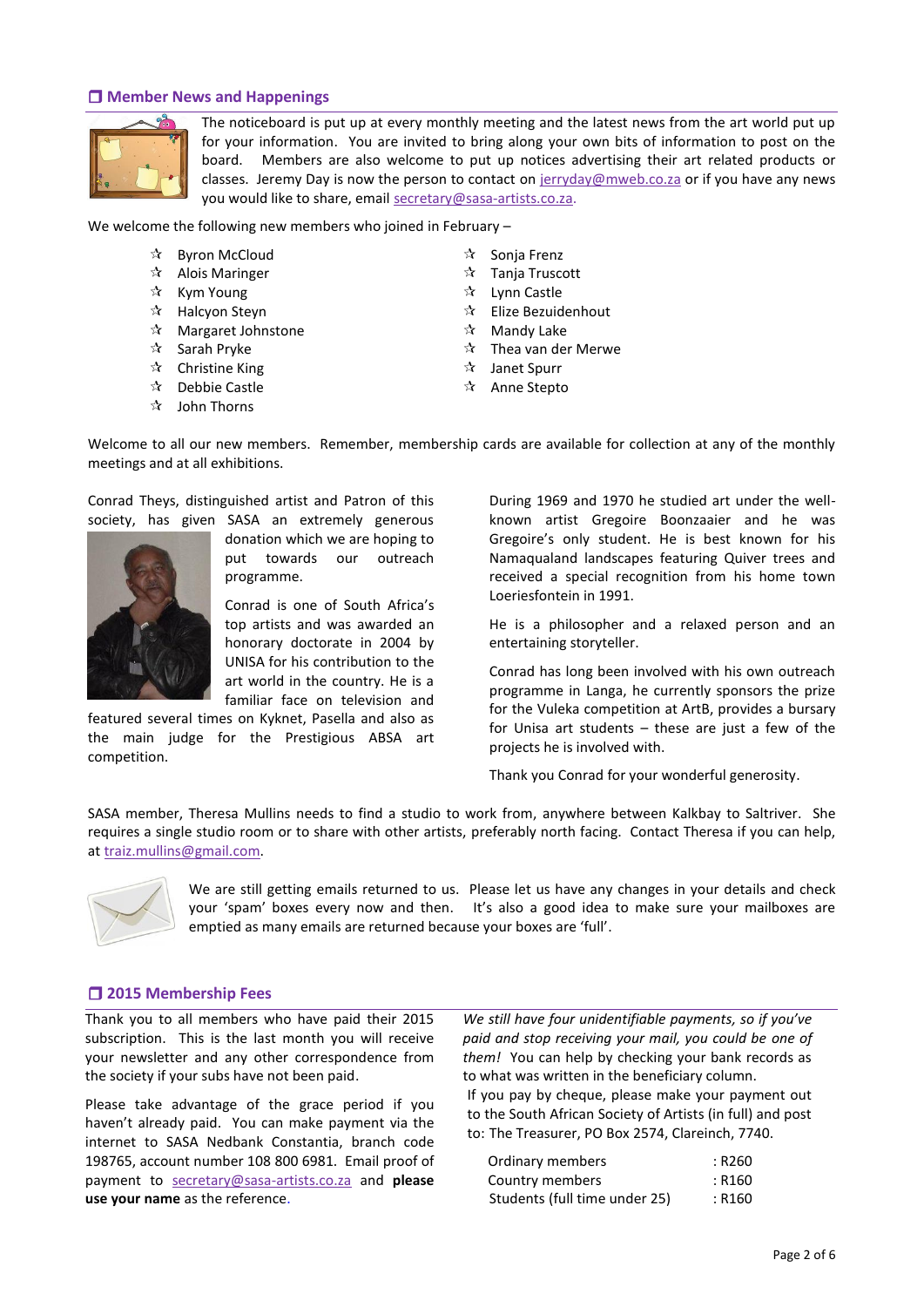## ❒ Member News and Happenings

The noticeboard is put up at every monthly meeting and the latest news from the art world put up for your information. You are invited to bring along your own bits of information to post on the board. Members are also welcome to put up notices advertising their art related products or classes. Jeremy Day is now the person to contact on jerryday@mweb.co.za or if you have any news you would like to share, email secretary@sasa-artists.co.za.

We welcome the following new members who joined in February –

- ☆ Byron McCloud
- ☆ Alois Maringer
- ☆ Kym Young
- ☆ Halcyon Steyn
- ☆ Margaret Johnstone
- ☆ Sarah Pryke
- ☆ Christine King
- ☆ Debbie Castle
- ☆ John Thorns
- ☆ Sonja Frenz
- ☆ Tanja Truscott
- ☆ Lynn Castle
- ☆ Elize Bezuidenhout
- ☆ Mandy Lake
- ☆ Thea van der Merwe
- ☆ Janet Spurr
- ☆ Anne Stepto

Welcome to all our new members. Remember, membership cards are available for collection at any of the monthly meetings and at all exhibitions.

Conrad Theys, distinguished artist and Patron of this society, has given SASA an extremely generous donation which we are hoping to put towards our outreach programme.

Conrad is one of South Africa's top artists and was awarded an honorary doctorate in 2004 by UNISA for his contribution to the art world in the country. He is a familiar face on television and featured several times on Kyknet, Pasella and also as the main judge for the Prestigious ABSA art competition.

During 1969 and 1970 he studied art under the well-known artist Gregoire Boonzaaier and he was Gregoire's only student. He is best known for his Namaqualand landscapes featuring Quiver trees and received a special recognition from his home town Loeriesfontein in 1991.

He is a philosopher and a relaxed person and an entertaining storyteller.

Conrad has long been involved with his own outreach programme in Langa, he currently sponsors the prize for the Vuleka competition at ArtB, provides a bursary for Unisa art students – these are just a few of the projects he is involved with.

Thank you Conrad for your wonderful generosity.

SASA member, Theresa Mullins needs to find a studio to work from, anywhere between Kalkbay to Saltriver. She requires a single studio room or to share with other artists, preferably north facing. Contact Theresa if you can help, at traiz.mullins@gmail.com.

We are still getting emails returned to us. Please let us have any changes in your details and check your 'spam' boxes every now and then. It's also a good idea to make sure your mailboxes are emptied as many emails are returned because your boxes are 'full'.

## ❒ 2015 Membership Fees

Thank you to all members who have paid their 2015 subscription. This is the last month you will receive your newsletter and any other correspondence from the society if your subs have not been paid.

Please take advantage of the grace period if you haven't already paid. You can make payment via the internet to SASA Nedbank Constantia, branch code 198765, account number 108 800 6981. Email proof of payment to secretary@sasa-artists.co.za and **please use your name** as the reference.

*We still have four unidentifiable payments, so if you've paid and stop receiving your mail, you could be one of them!* You can help by checking your bank records as to what was written in the beneficiary column.

If you pay by cheque, please make your payment out to the South African Society of Artists (in full) and post to: The Treasurer, PO Box 2574, Clareinch, 7740.

| | |
|---|---|
| Ordinary members | : R260 |
| Country members | : R160 |
| Students (full time under 25) | : R160 |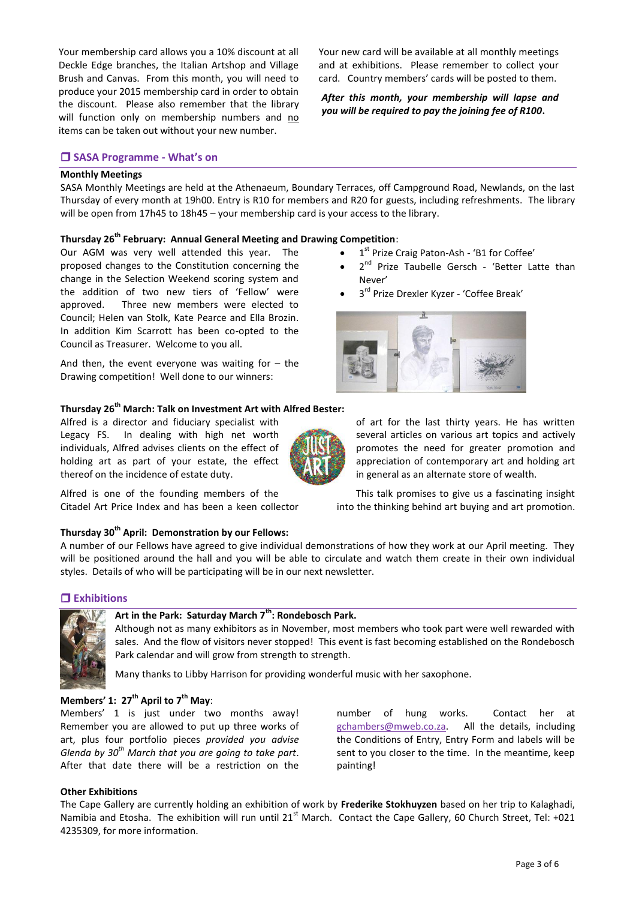Your membership card allows you a 10% discount at all Deckle Edge branches, the Italian Artshop and Village Brush and Canvas. From this month, you will need to produce your 2015 membership card in order to obtain the discount. Please also remember that the library will function only on membership numbers and no items can be taken out without your new number.

Your new card will be available at all monthly meetings and at exhibitions. Please remember to collect your card. Country members' cards will be posted to them.

***After this month, your membership will lapse and you will be required to pay the joining fee of R100.***

## ❒ SASA Programme - What's on

**Monthly Meetings**

SASA Monthly Meetings are held at the Athenaeum, Boundary Terraces, off Campground Road, Newlands, on the last Thursday of every month at 19h00. Entry is R10 for members and R20 for guests, including refreshments. The library will be open from 17h45 to 18h45 – your membership card is your access to the library.

**Thursday 26th February: Annual General Meeting and Drawing Competition**:

Our AGM was very well attended this year. The proposed changes to the Constitution concerning the change in the Selection Weekend scoring system and the addition of two new tiers of 'Fellow' were approved. Three new members were elected to Council; Helen van Stolk, Kate Pearce and Ella Brozin. In addition Kim Scarrott has been co-opted to the Council as Treasurer. Welcome to you all.

And then, the event everyone was waiting for – the Drawing competition! Well done to our winners:

- 1st Prize Craig Paton-Ash - 'B1 for Coffee'
- 2nd Prize Taubelle Gersch - 'Better Latte than Never'
- 3rd Prize Drexler Kyzer - 'Coffee Break'

**Thursday 26th March: Talk on Investment Art with Alfred Bester:**

Alfred is a director and fiduciary specialist with Legacy FS. In dealing with high net worth individuals, Alfred advises clients on the effect of holding art as part of your estate, the effect thereof on the incidence of estate duty.

Alfred is one of the founding members of the Citadel Art Price Index and has been a keen collector of art for the last thirty years. He has written several articles on various art topics and actively promotes the need for greater promotion and appreciation of contemporary art and holding art in general as an alternate store of wealth.

This talk promises to give us a fascinating insight into the thinking behind art buying and art promotion.

**Thursday 30th April: Demonstration by our Fellows:**

A number of our Fellows have agreed to give individual demonstrations of how they work at our April meeting. They will be positioned around the hall and you will be able to circulate and watch them create in their own individual styles. Details of who will be participating will be in our next newsletter.

## ❒ Exhibitions

**Art in the Park: Saturday March 7th: Rondebosch Park.**

Although not as many exhibitors as in November, most members who took part were well rewarded with sales. And the flow of visitors never stopped! This event is fast becoming established on the Rondebosch Park calendar and will grow from strength to strength.

Many thanks to Libby Harrison for providing wonderful music with her saxophone.

**Members' 1: 27th April to 7th May**:

Members' 1 is just under two months away! Remember you are allowed to put up three works of art, plus four portfolio pieces *provided you advise Glenda by 30th March that you are going to take part*. After that date there will be a restriction on the number of hung works. Contact her at gchambers@mweb.co.za. All the details, including the Conditions of Entry, Entry Form and labels will be sent to you closer to the time. In the meantime, keep painting!

**Other Exhibitions**

The Cape Gallery are currently holding an exhibition of work by **Frederike Stokhuyzen** based on her trip to Kalaghadi, Namibia and Etosha. The exhibition will run until 21st March. Contact the Cape Gallery, 60 Church Street, Tel: +021 4235309, for more information.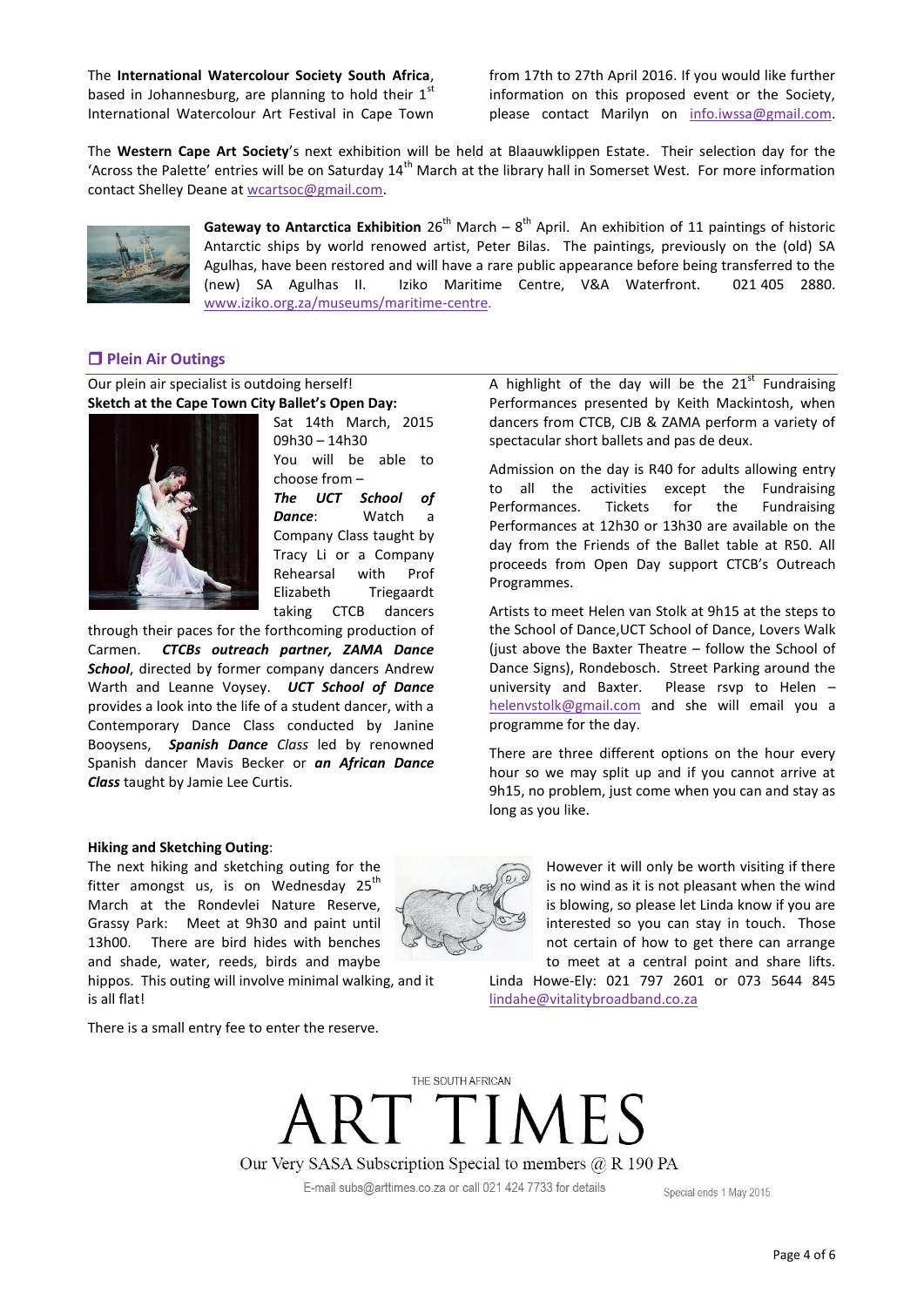The **International Watercolour Society South Africa**, based in Johannesburg, are planning to hold their 1st International Watercolour Art Festival in Cape Town from 17th to 27th April 2016. If you would like further information on this proposed event or the Society, please contact Marilyn on info.iwssa@gmail.com.

The **Western Cape Art Society**'s next exhibition will be held at Blaauwklippen Estate. Their selection day for the 'Across the Palette' entries will be on Saturday 14th March at the library hall in Somerset West. For more information contact Shelley Deane at wcartsoc@gmail.com.

**Gateway to Antarctica Exhibition** 26th March – 8th April. An exhibition of 11 paintings of historic Antarctic ships by world renowned artist, Peter Bilas. The paintings, previously on the (old) SA Agulhas, have been restored and will have a rare public appearance before being transferred to the (new) SA Agulhas II. Iziko Maritime Centre, V&A Waterfront. 021 405 2880. www.iziko.org.za/museums/maritime-centre.

## ❒ Plein Air Outings

Our plein air specialist is outdoing herself!

**Sketch at the Cape Town City Ballet's Open Day:**

Sat 14th March, 2015
09h30 – 14h30

You will be able to choose from – ***The UCT School of Dance***: Watch a Company Class taught by Tracy Li or a Company Rehearsal with Prof Elizabeth Triegaardt taking CTCB dancers through their paces for the forthcoming production of Carmen. ***CTCBs outreach partner, ZAMA Dance School***, directed by former company dancers Andrew Warth and Leanne Voysey. ***UCT School of Dance*** provides a look into the life of a student dancer, with a Contemporary Dance Class conducted by Janine Booysens, ***Spanish Dance*** *Class* led by renowned Spanish dancer Mavis Becker or ***an African Dance Class*** taught by Jamie Lee Curtis.

A highlight of the day will be the 21st Fundraising Performances presented by Keith Mackintosh, when dancers from CTCB, CJB & ZAMA perform a variety of spectacular short ballets and pas de deux.

Admission on the day is R40 for adults allowing entry to all the activities except the Fundraising Performances. Tickets for the Fundraising Performances at 12h30 or 13h30 are available on the day from the Friends of the Ballet table at R50. All proceeds from Open Day support CTCB's Outreach Programmes.

Artists to meet Helen van Stolk at 9h15 at the steps to the School of Dance,UCT School of Dance, Lovers Walk (just above the Baxter Theatre – follow the School of Dance Signs), Rondebosch. Street Parking around the university and Baxter. Please rsvp to Helen – helenvstolk@gmail.com and she will email you a programme for the day.

There are three different options on the hour every hour so we may split up and if you cannot arrive at 9h15, no problem, just come when you can and stay as long as you like.

**Hiking and Sketching Outing**:

The next hiking and sketching outing for the fitter amongst us, is on Wednesday 25th March at the Rondevlei Nature Reserve, Grassy Park: Meet at 9h30 and paint until 13h00. There are bird hides with benches and shade, water, reeds, birds and maybe hippos. This outing will involve minimal walking, and it is all flat!

There is a small entry fee to enter the reserve.

However it will only be worth visiting if there is no wind as it is not pleasant when the wind is blowing, so please let Linda know if you are interested so you can stay in touch. Those not certain of how to get there can arrange to meet at a central point and share lifts. Linda Howe-Ely: 021 797 2601 or 073 5644 845 lindahe@vitalitybroadband.co.za

THE SOUTH AFRICAN
ART TIMES
Our Very SASA Subscription Special to members @ R 190 PA
E-mail subs@arttimes.co.za or call 021 424 7733 for details
Special ends 1 May 2015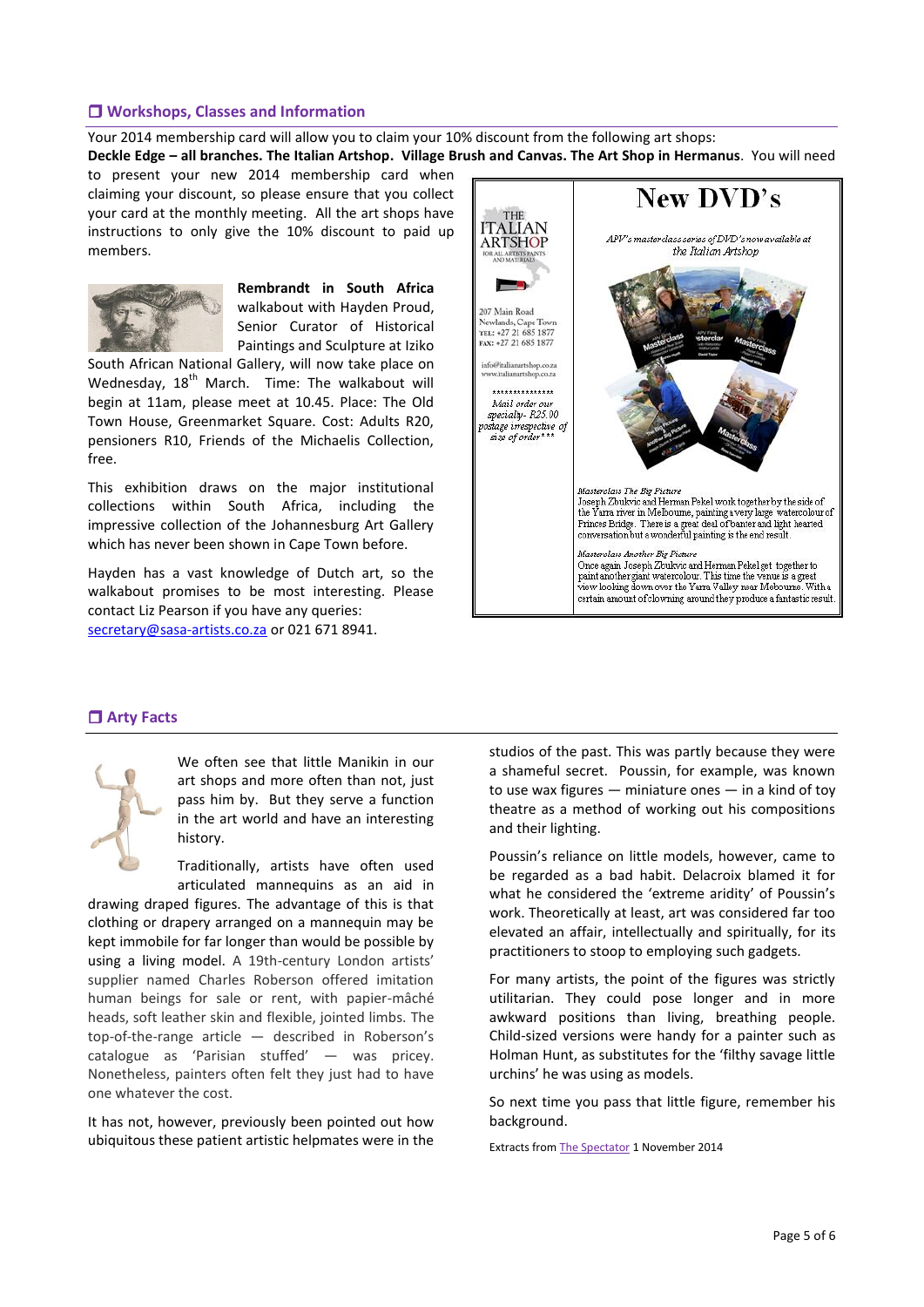## ❒ Workshops, Classes and Information

Your 2014 membership card will allow you to claim your 10% discount from the following art shops: **Deckle Edge – all branches. The Italian Artshop. Village Brush and Canvas. The Art Shop in Hermanus**. You will need to present your new 2014 membership card when claiming your discount, so please ensure that you collect your card at the monthly meeting. All the art shops have instructions to only give the 10% discount to paid up members.

**Rembrandt in South Africa** walkabout with Hayden Proud, Senior Curator of Historical Paintings and Sculpture at Iziko South African National Gallery, will now take place on Wednesday, 18th March. Time: The walkabout will begin at 11am, please meet at 10.45. Place: The Old Town House, Greenmarket Square. Cost: Adults R20, pensioners R10, Friends of the Michaelis Collection, free.

This exhibition draws on the major institutional collections within South Africa, including the impressive collection of the Johannesburg Art Gallery which has never been shown in Cape Town before.

Hayden has a vast knowledge of Dutch art, so the walkabout promises to be most interesting. Please contact Liz Pearson if you have any queries: secretary@sasa-artists.co.za or 021 671 8941.

THE ITALIAN ARTSHOP
FOR ALL ARTISTS PAINTS AND MATERIALS

207 Main Road
Newlands, Cape Town
TEL: +27 21 685 1877
FAX: +27 21 685 1877

info@italianartshop.co.za
www.italianartshop.co.za

\*\*\*\*\*\*\*\*\*\*\*\*\*\*

*Mail order our specialty - R25.00 postage irrespective of size of order\*\*\**

# New DVD's

*APV's masterclass series of DVD's now available at the Italian Artshop*

*Masterclass The Big Picture*
Joseph Zbukvic and Herman Pekel work together by the side of the Yarra river in Melbourne, painting a very large watercolour of Princes Bridge. There is a great deal of banter and light hearted conversation but a wonderful painting is the end result.

*Masterclass Another Big Picture*
Once again Joseph Zbukvic and Herman Pekel get together to paint another giant watercolour. This time the venue is a great view looking down over the Yarra Valley near Melbourne. With a certain amount of clowning around they produce a fantastic result.

## ❒ Arty Facts

We often see that little Manikin in our art shops and more often than not, just pass him by. But they serve a function in the art world and have an interesting history.

Traditionally, artists have often used articulated mannequins as an aid in drawing draped figures. The advantage of this is that clothing or drapery arranged on a mannequin may be kept immobile for far longer than would be possible by using a living model. A 19th-century London artists' supplier named Charles Roberson offered imitation human beings for sale or rent, with papier-mâché heads, soft leather skin and flexible, jointed limbs. The top-of-the-range article — described in Roberson's catalogue as 'Parisian stuffed' — was pricey. Nonetheless, painters often felt they just had to have one whatever the cost.

It has not, however, previously been pointed out how ubiquitous these patient artistic helpmates were in the studios of the past. This was partly because they were a shameful secret. Poussin, for example, was known to use wax figures — miniature ones — in a kind of toy theatre as a method of working out his compositions and their lighting.

Poussin's reliance on little models, however, came to be regarded as a bad habit. Delacroix blamed it for what he considered the 'extreme aridity' of Poussin's work. Theoretically at least, art was considered far too elevated an affair, intellectually and spiritually, for its practitioners to stoop to employing such gadgets.

For many artists, the point of the figures was strictly utilitarian. They could pose longer and in more awkward positions than living, breathing people. Child-sized versions were handy for a painter such as Holman Hunt, as substitutes for the 'filthy savage little urchins' he was using as models.

So next time you pass that little figure, remember his background.

Extracts from The Spectator 1 November 2014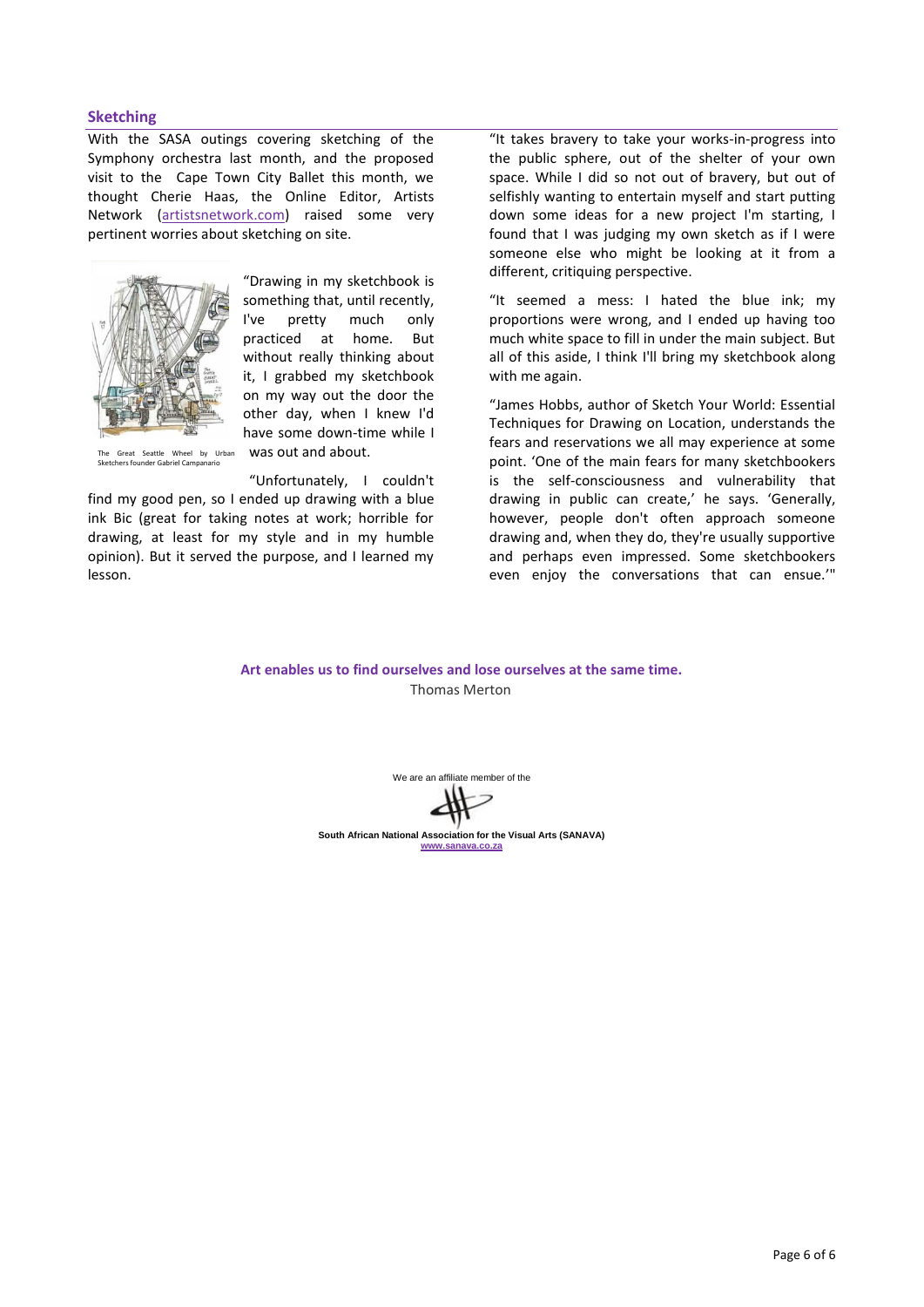## Sketching

With the SASA outings covering sketching of the Symphony orchestra last month, and the proposed visit to the Cape Town City Ballet this month, we thought Cherie Haas, the Online Editor, Artists Network (artistsnetwork.com) raised some very pertinent worries about sketching on site.

The Great Seattle Wheel by Urban Sketchers founder Gabriel Campanario

"Drawing in my sketchbook is something that, until recently, I've pretty much only practiced at home. But without really thinking about it, I grabbed my sketchbook on my way out the door the other day, when I knew I'd have some down-time while I was out and about.

"Unfortunately, I couldn't find my good pen, so I ended up drawing with a blue ink Bic (great for taking notes at work; horrible for drawing, at least for my style and in my humble opinion). But it served the purpose, and I learned my lesson.

"It takes bravery to take your works-in-progress into the public sphere, out of the shelter of your own space. While I did so not out of bravery, but out of selfishly wanting to entertain myself and start putting down some ideas for a new project I'm starting, I found that I was judging my own sketch as if I were someone else who might be looking at it from a different, critiquing perspective.

"It seemed a mess: I hated the blue ink; my proportions were wrong, and I ended up having too much white space to fill in under the main subject. But all of this aside, I think I'll bring my sketchbook along with me again.

"James Hobbs, author of Sketch Your World: Essential Techniques for Drawing on Location, understands the fears and reservations we all may experience at some point. 'One of the main fears for many sketchbookers is the self-consciousness and vulnerability that drawing in public can create,' he says. 'Generally, however, people don't often approach someone drawing and, when they do, they're usually supportive and perhaps even impressed. Some sketchbookers even enjoy the conversations that can ensue.'"

**Art enables us to find ourselves and lose ourselves at the same time.**
Thomas Merton

We are an affiliate member of the

**South African National Association for the Visual Arts (SANAVA)**
www.sanava.co.za